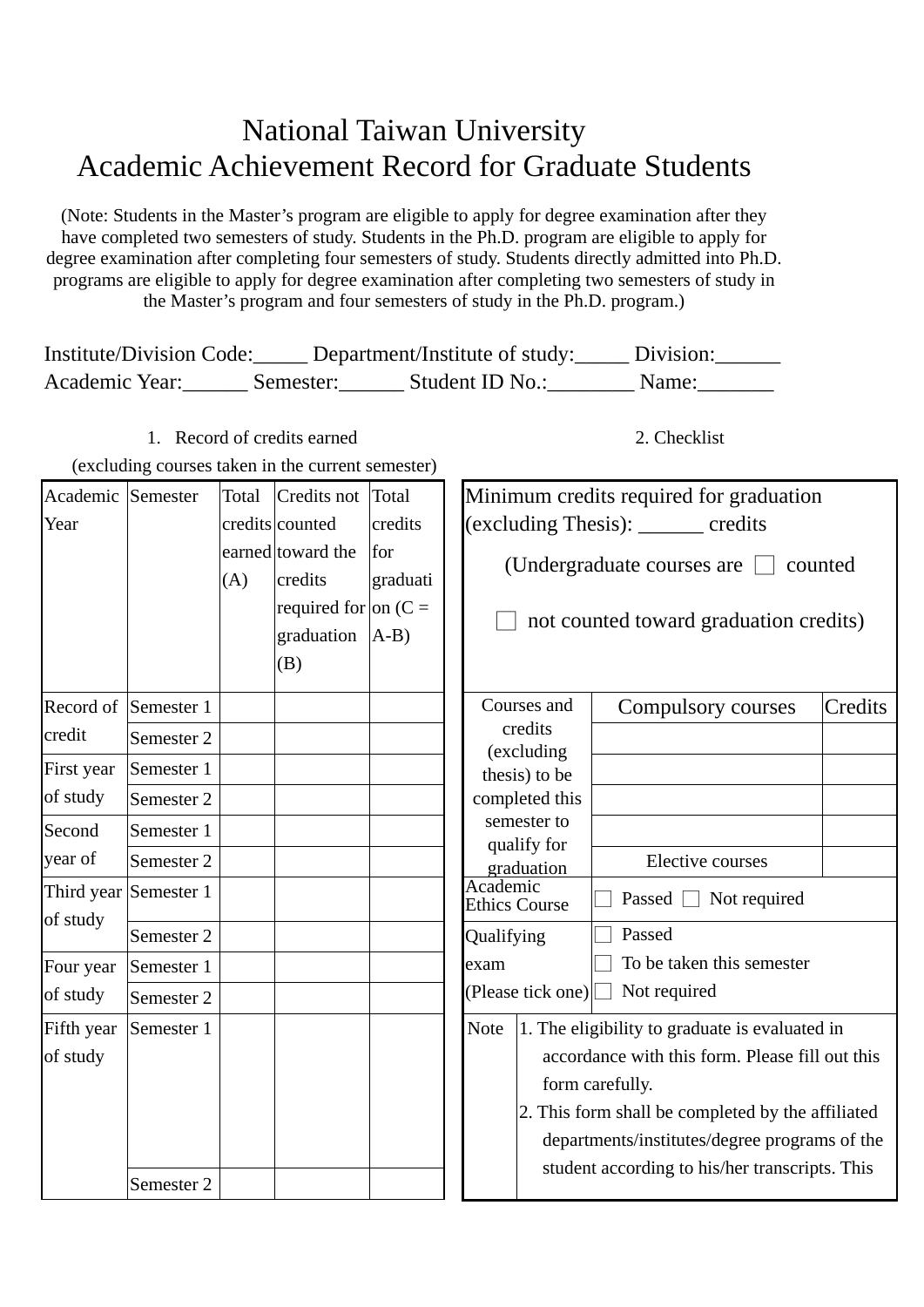# National Taiwan University
# Academic Achievement Record for Graduate Students

(Note: Students in the Master's program are eligible to apply for degree examination after they have completed two semesters of study. Students in the Ph.D. program are eligible to apply for degree examination after completing four semesters of study. Students directly admitted into Ph.D. programs are eligible to apply for degree examination after completing two semesters of study in the Master's program and four semesters of study in the Ph.D. program.)

Institute/Division Code:_____ Department/Institute of study:_____ Division:______
Academic Year:______ Semester:______ Student ID No.:________ Name:_______

1. Record of credits earned
(excluding courses taken in the current semester)

| Academic Year | Semester | Total credits earned (A) | Credits not counted toward the credits required for graduation (B) | Total credits for graduation (C = A-B) |
|---|---|---|---|---|
| Record of credit | Semester 1 | | | |
| | Semester 2 | | | |
| First year of study | Semester 1 | | | |
| | Semester 2 | | | |
| Second year of | Semester 1 | | | |
| | Semester 2 | | | |
| Third year of study | Semester 1 | | | |
| | Semester 2 | | | |
| Four year of study | Semester 1 | | | |
| | Semester 2 | | | |
| Fifth year of study | Semester 1 | | | |
| | Semester 2 | | | |

2. Checklist

| Minimum credits required for graduation (excluding Thesis): ______ credits (Undergraduate courses are ☐ counted ☐ not counted toward graduation credits) | | | |
|---|---|---|---|
| Courses and credits (excluding thesis) to be completed this semester to qualify for graduation | Compulsory courses | | Credits |
| | | | |
| | | | |
| | | | |
| | | | |
| | Elective courses | | |
| Academic Ethics Course | ☐ Passed ☐ Not required | | |
| Qualifying exam (Please tick one) | ☐ Passed<br>☐ To be taken this semester<br>☐ Not required | | |
| Note | 1. The eligibility to graduate is evaluated in accordance with this form. Please fill out this form carefully.<br>2. This form shall be completed by the affiliated departments/institutes/degree programs of the student according to his/her transcripts. This | | |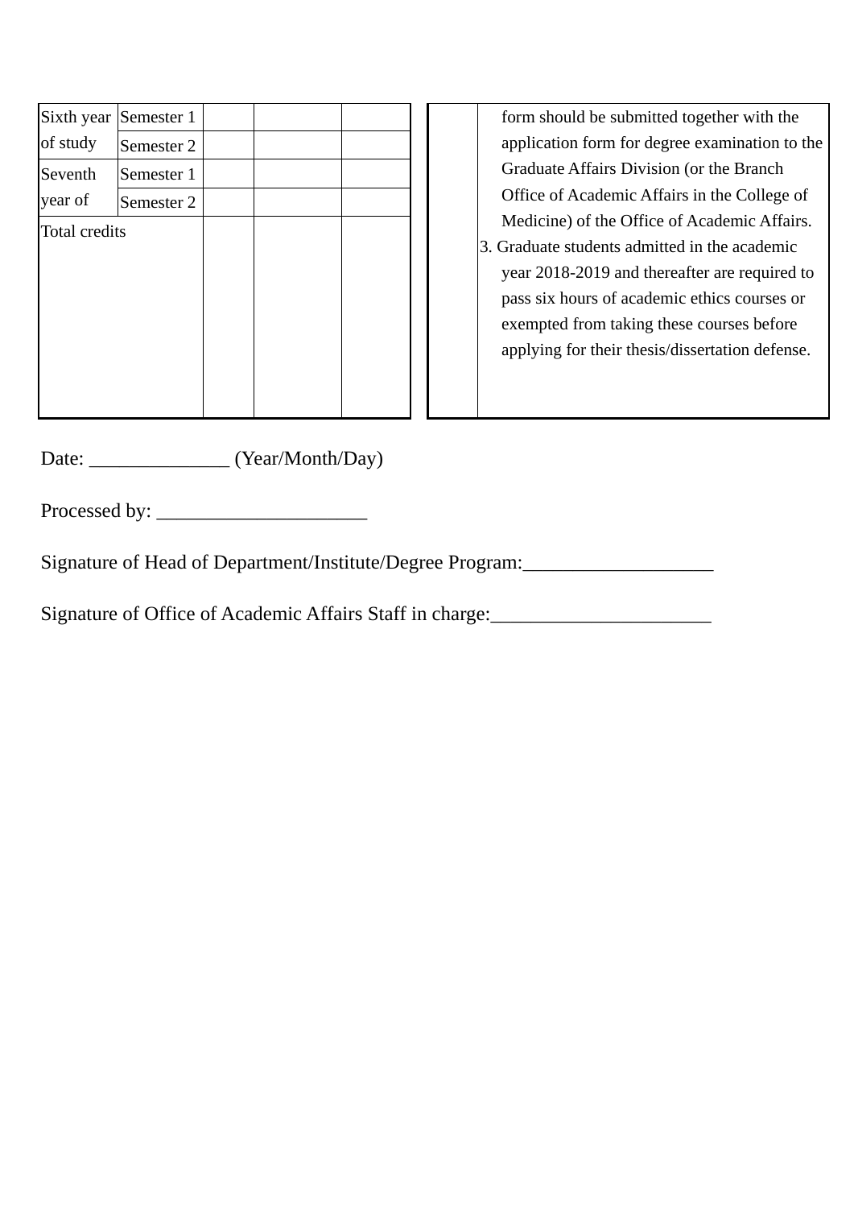| | | | | |
|---|---|---|---|---|
| Sixth year of study | Semester 1 | | | |
| | Semester 2 | | | |
| Seventh year of | Semester 1 | | | |
| | Semester 2 | | | |
| Total credits | | | | |

| | |
|---|---|
| | form should be submitted together with the application form for degree examination to the Graduate Affairs Division (or the Branch Office of Academic Affairs in the College of Medicine) of the Office of Academic Affairs.<br>3. Graduate students admitted in the academic year 2018-2019 and thereafter are required to pass six hours of academic ethics courses or exempted from taking these courses before applying for their thesis/dissertation defense. |

Date: ______________ (Year/Month/Day)

Processed by: _____________________

Signature of Head of Department/Institute/Degree Program:___________________

Signature of Office of Academic Affairs Staff in charge:______________________